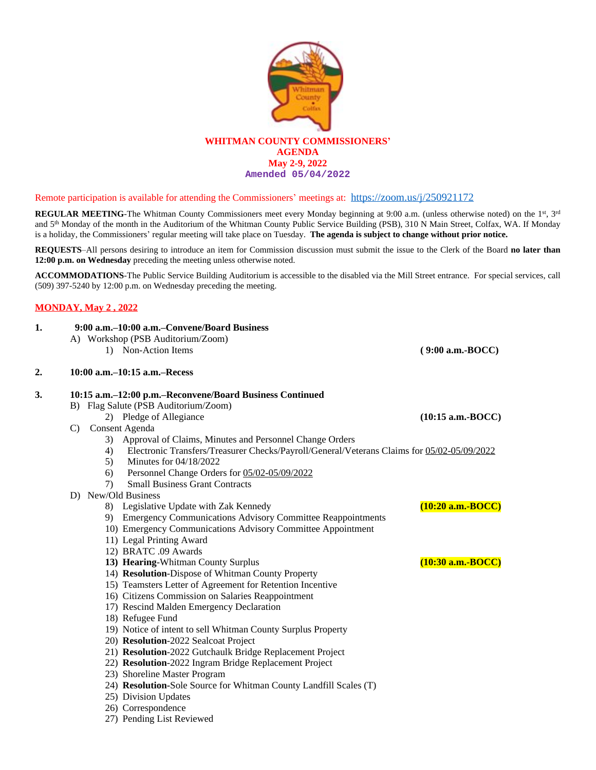# WHITMAN COUNTY COMMISSIONERS' AGENDA

**May 2-9, 2022**

**Amended 05/04/2022**

Remote participation is available for attending the Commissioners' meetings at: https://zoom.us/j/250921172

**REGULAR MEETING**-The Whitman County Commissioners meet every Monday beginning at 9:00 a.m. (unless otherwise noted) on the 1st, 3rd and 5th Monday of the month in the Auditorium of the Whitman County Public Service Building (PSB), 310 N Main Street, Colfax, WA. If Monday is a holiday, the Commissioners' regular meeting will take place on Tuesday. **The agenda is subject to change without prior notice.**

**REQUESTS**–All persons desiring to introduce an item for Commission discussion must submit the issue to the Clerk of the Board **no later than 12:00 p.m. on Wednesday** preceding the meeting unless otherwise noted.

**ACCOMMODATIONS**-The Public Service Building Auditorium is accessible to the disabled via the Mill Street entrance. For special services, call (509) 397-5240 by 12:00 p.m. on Wednesday preceding the meeting.

## MONDAY, May 2 , 2022

**1. 9:00 a.m.–10:00 a.m.–Convene/Board Business**

- A) Workshop (PSB Auditorium/Zoom)
  1) Non-Action Items **( 9:00 a.m.-BOCC)**

**2. 10:00 a.m.–10:15 a.m.–Recess**

**3. 10:15 a.m.–12:00 p.m.–Reconvene/Board Business Continued**

- B) Flag Salute (PSB Auditorium/Zoom)
  2) Pledge of Allegiance **(10:15 a.m.-BOCC)**
- C) Consent Agenda
  3) Approval of Claims, Minutes and Personnel Change Orders
  4) Electronic Transfers/Treasurer Checks/Payroll/General/Veterans Claims for 05/02-05/09/2022
  5) Minutes for 04/18/2022
  6) Personnel Change Orders for 05/02-05/09/2022
  7) Small Business Grant Contracts
- D) New/Old Business
  8) Legislative Update with Zak Kennedy **(10:20 a.m.-BOCC)**
  9) Emergency Communications Advisory Committee Reappointments
  10) Emergency Communications Advisory Committee Appointment
  11) Legal Printing Award
  12) BRATC .09 Awards
  13) **Hearing**-Whitman County Surplus **(10:30 a.m.-BOCC)**
  14) **Resolution**-Dispose of Whitman County Property
  15) Teamsters Letter of Agreement for Retention Incentive
  16) Citizens Commission on Salaries Reappointment
  17) Rescind Malden Emergency Declaration
  18) Refugee Fund
  19) Notice of intent to sell Whitman County Surplus Property
  20) **Resolution**-2022 Sealcoat Project
  21) **Resolution**-2022 Gutchaulk Bridge Replacement Project
  22) **Resolution**-2022 Ingram Bridge Replacement Project
  23) Shoreline Master Program
  24) **Resolution**-Sole Source for Whitman County Landfill Scales (T)
  25) Division Updates
  26) Correspondence
  27) Pending List Reviewed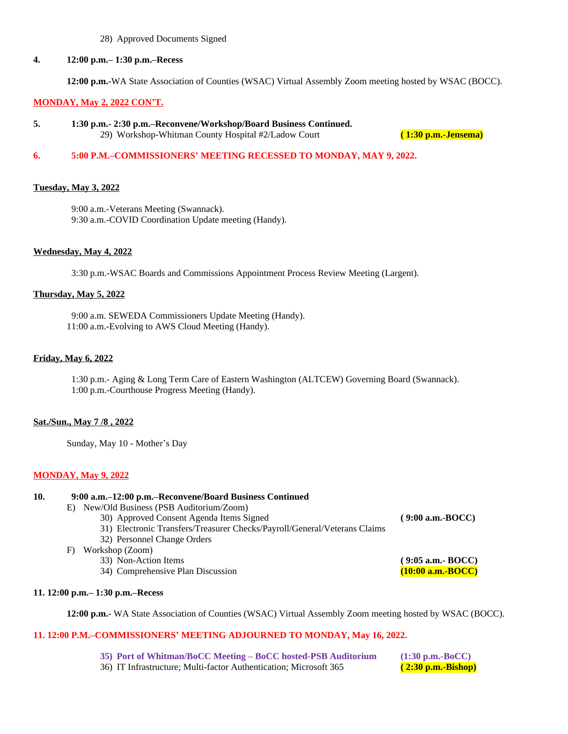28) Approved Documents Signed

**4. 12:00 p.m.– 1:30 p.m.–Recess**

**12:00 p.m.**-WA State Association of Counties (WSAC) Virtual Assembly Zoom meeting hosted by WSAC (BOCC).

**MONDAY, May 2, 2022 CON'T.**

**5. 1:30 p.m.- 2:30 p.m.–Reconvene/Workshop/Board Business Continued.**

29) Workshop-Whitman County Hospital #2/Ladow Court **( 1:30 p.m.-Jensema)**

**6. 5:00 P.M.–COMMISSIONERS' MEETING RECESSED TO MONDAY, MAY 9, 2022.**

**Tuesday, May 3, 2022**

9:00 a.m.-Veterans Meeting (Swannack).
9:30 a.m.-COVID Coordination Update meeting (Handy).

**Wednesday, May 4, 2022**

3:30 p.m.-WSAC Boards and Commissions Appointment Process Review Meeting (Largent).

**Thursday, May 5, 2022**

9:00 a.m. SEWEDA Commissioners Update Meeting (Handy).
11:00 a.m.-Evolving to AWS Cloud Meeting (Handy).

**Friday, May 6, 2022**

1:30 p.m.- Aging & Long Term Care of Eastern Washington (ALTCEW) Governing Board (Swannack).
1:00 p.m.-Courthouse Progress Meeting (Handy).

**Sat./Sun., May 7 /8 , 2022**

Sunday, May 10 - Mother's Day

**MONDAY, May 9, 2022**

**10. 9:00 a.m.–12:00 p.m.–Reconvene/Board Business Continued**

E) New/Old Business (PSB Auditorium/Zoom)
   30) Approved Consent Agenda Items Signed **( 9:00 a.m.-BOCC)**
   31) Electronic Transfers/Treasurer Checks/Payroll/General/Veterans Claims
   32) Personnel Change Orders

F) Workshop (Zoom)
   33) Non-Action Items **( 9:05 a.m.- BOCC)**
   34) Comprehensive Plan Discussion **(10:00 a.m.-BOCC)**

**11. 12:00 p.m.– 1:30 p.m.–Recess**

**12:00 p.m.**- WA State Association of Counties (WSAC) Virtual Assembly Zoom meeting hosted by WSAC (BOCC).

**11. 12:00 P.M.–COMMISSIONERS' MEETING ADJOURNED TO MONDAY, May 16, 2022.**

**35) Port of Whitman/BoCC Meeting – BoCC hosted-PSB Auditorium (1:30 p.m.-BoCC)**
36) IT Infrastructure; Multi-factor Authentication; Microsoft 365 **( 2:30 p.m.-Bishop)**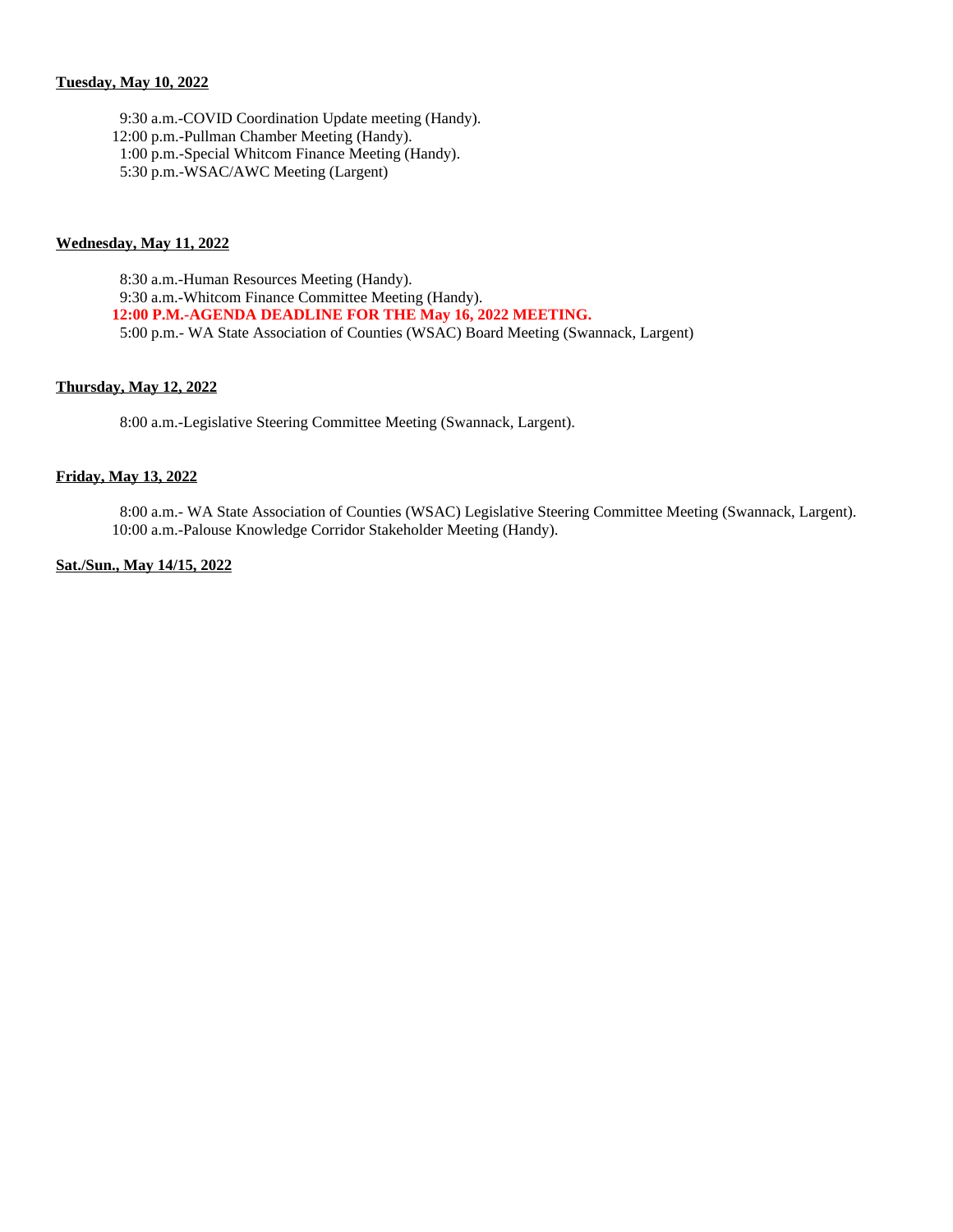**Tuesday, May 10, 2022**

9:30 a.m.-COVID Coordination Update meeting (Handy).
12:00 p.m.-Pullman Chamber Meeting (Handy).
1:00 p.m.-Special Whitcom Finance Meeting (Handy).
5:30 p.m.-WSAC/AWC Meeting (Largent)

**Wednesday, May 11, 2022**

8:30 a.m.-Human Resources Meeting (Handy).
9:30 a.m.-Whitcom Finance Committee Meeting (Handy).
**12:00 P.M.-AGENDA DEADLINE FOR THE May 16, 2022 MEETING.**
5:00 p.m.- WA State Association of Counties (WSAC) Board Meeting (Swannack, Largent)

**Thursday, May 12, 2022**

8:00 a.m.-Legislative Steering Committee Meeting (Swannack, Largent).

**Friday, May 13, 2022**

8:00 a.m.- WA State Association of Counties (WSAC) Legislative Steering Committee Meeting (Swannack, Largent).
10:00 a.m.-Palouse Knowledge Corridor Stakeholder Meeting (Handy).

**Sat./Sun., May 14/15, 2022**